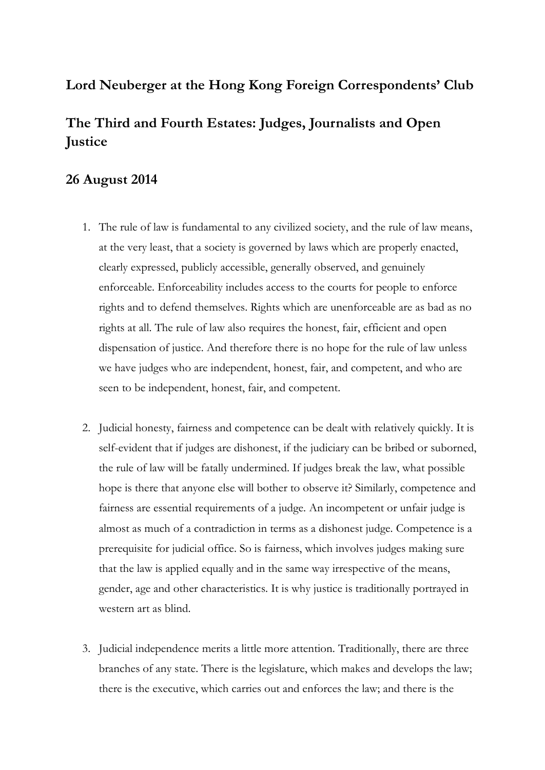# Lord Neuberger at the Hong Kong Foreign Correspondents' Club

# The Third and Fourth Estates: Judges, Journalists and Open Justice

## 26 August 2014

1. The rule of law is fundamental to any civilized society, and the rule of law means, at the very least, that a society is governed by laws which are properly enacted, clearly expressed, publicly accessible, generally observed, and genuinely enforceable. Enforceability includes access to the courts for people to enforce rights and to defend themselves. Rights which are unenforceable are as bad as no rights at all. The rule of law also requires the honest, fair, efficient and open dispensation of justice. And therefore there is no hope for the rule of law unless we have judges who are independent, honest, fair, and competent, and who are seen to be independent, honest, fair, and competent.

2. Judicial honesty, fairness and competence can be dealt with relatively quickly. It is self-evident that if judges are dishonest, if the judiciary can be bribed or suborned, the rule of law will be fatally undermined. If judges break the law, what possible hope is there that anyone else will bother to observe it? Similarly, competence and fairness are essential requirements of a judge. An incompetent or unfair judge is almost as much of a contradiction in terms as a dishonest judge. Competence is a prerequisite for judicial office. So is fairness, which involves judges making sure that the law is applied equally and in the same way irrespective of the means, gender, age and other characteristics. It is why justice is traditionally portrayed in western art as blind.

3. Judicial independence merits a little more attention. Traditionally, there are three branches of any state. There is the legislature, which makes and develops the law; there is the executive, which carries out and enforces the law; and there is the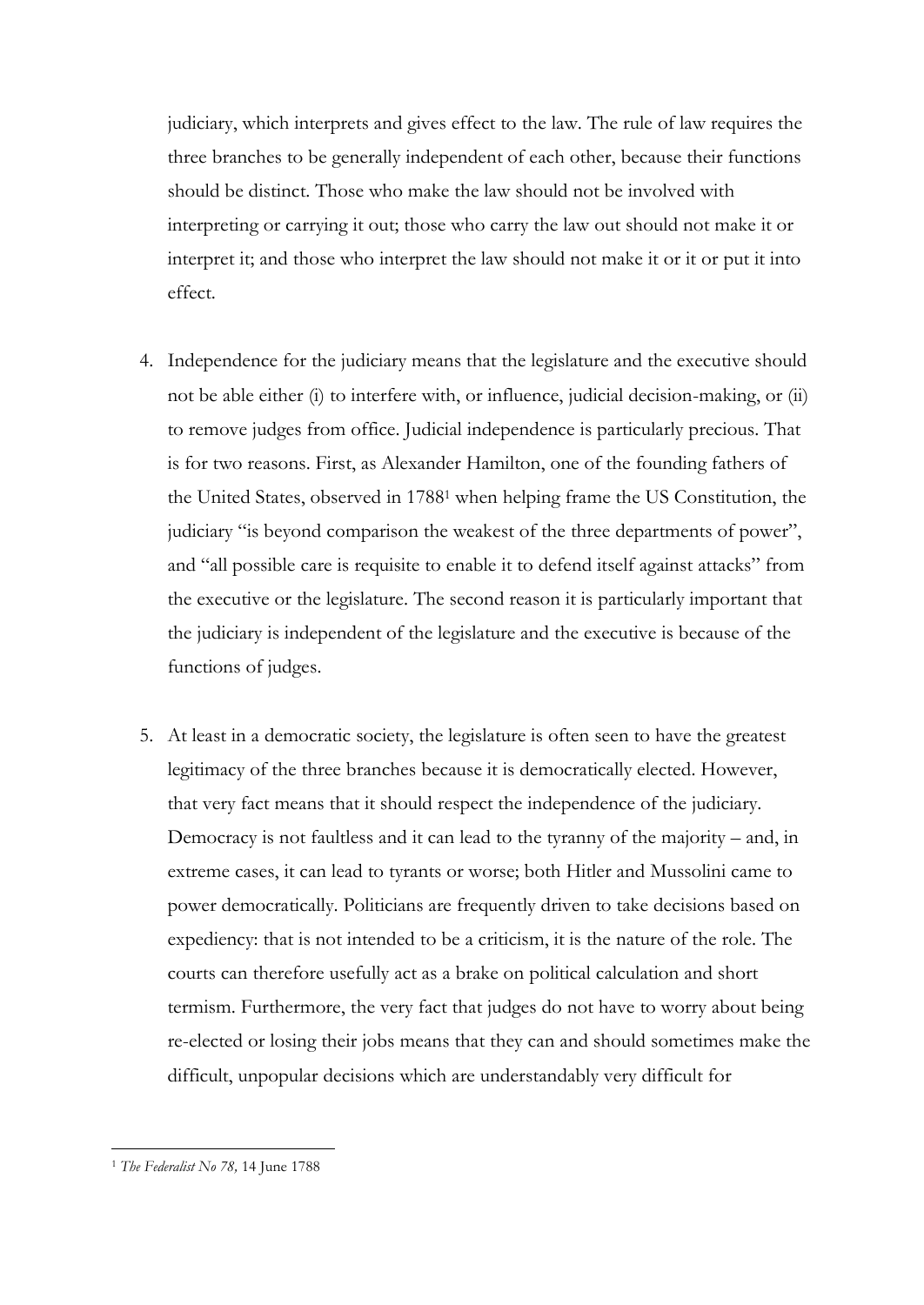judiciary, which interprets and gives effect to the law. The rule of law requires the three branches to be generally independent of each other, because their functions should be distinct. Those who make the law should not be involved with interpreting or carrying it out; those who carry the law out should not make it or interpret it; and those who interpret the law should not make it or it or put it into effect.

4. Independence for the judiciary means that the legislature and the executive should not be able either (i) to interfere with, or influence, judicial decision-making, or (ii) to remove judges from office. Judicial independence is particularly precious. That is for two reasons. First, as Alexander Hamilton, one of the founding fathers of the United States, observed in 1788[1] when helping frame the US Constitution, the judiciary "is beyond comparison the weakest of the three departments of power", and "all possible care is requisite to enable it to defend itself against attacks" from the executive or the legislature. The second reason it is particularly important that the judiciary is independent of the legislature and the executive is because of the functions of judges.

5. At least in a democratic society, the legislature is often seen to have the greatest legitimacy of the three branches because it is democratically elected. However, that very fact means that it should respect the independence of the judiciary. Democracy is not faultless and it can lead to the tyranny of the majority – and, in extreme cases, it can lead to tyrants or worse; both Hitler and Mussolini came to power democratically. Politicians are frequently driven to take decisions based on expediency: that is not intended to be a criticism, it is the nature of the role. The courts can therefore usefully act as a brake on political calculation and short termism. Furthermore, the very fact that judges do not have to worry about being re-elected or losing their jobs means that they can and should sometimes make the difficult, unpopular decisions which are understandably very difficult for

[1] *The Federalist No 78,* 14 June 1788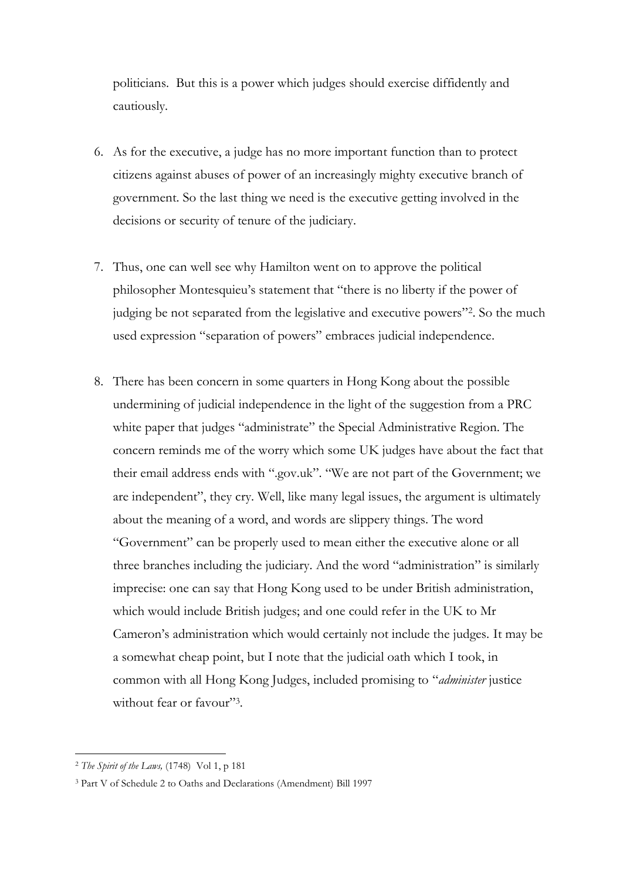politicians. But this is a power which judges should exercise diffidently and cautiously.

6. As for the executive, a judge has no more important function than to protect citizens against abuses of power of an increasingly mighty executive branch of government. So the last thing we need is the executive getting involved in the decisions or security of tenure of the judiciary.

7. Thus, one can well see why Hamilton went on to approve the political philosopher Montesquieu's statement that "there is no liberty if the power of judging be not separated from the legislative and executive powers"[2]. So the much used expression "separation of powers" embraces judicial independence.

8. There has been concern in some quarters in Hong Kong about the possible undermining of judicial independence in the light of the suggestion from a PRC white paper that judges "administrate" the Special Administrative Region. The concern reminds me of the worry which some UK judges have about the fact that their email address ends with ".gov.uk". "We are not part of the Government; we are independent", they cry. Well, like many legal issues, the argument is ultimately about the meaning of a word, and words are slippery things. The word "Government" can be properly used to mean either the executive alone or all three branches including the judiciary. And the word "administration" is similarly imprecise: one can say that Hong Kong used to be under British administration, which would include British judges; and one could refer in the UK to Mr Cameron's administration which would certainly not include the judges. It may be a somewhat cheap point, but I note that the judicial oath which I took, in common with all Hong Kong Judges, included promising to "*administer* justice without fear or favour"[3].

---

[2] *The Spirit of the Laws,* (1748) Vol 1, p 181

[3] Part V of Schedule 2 to Oaths and Declarations (Amendment) Bill 1997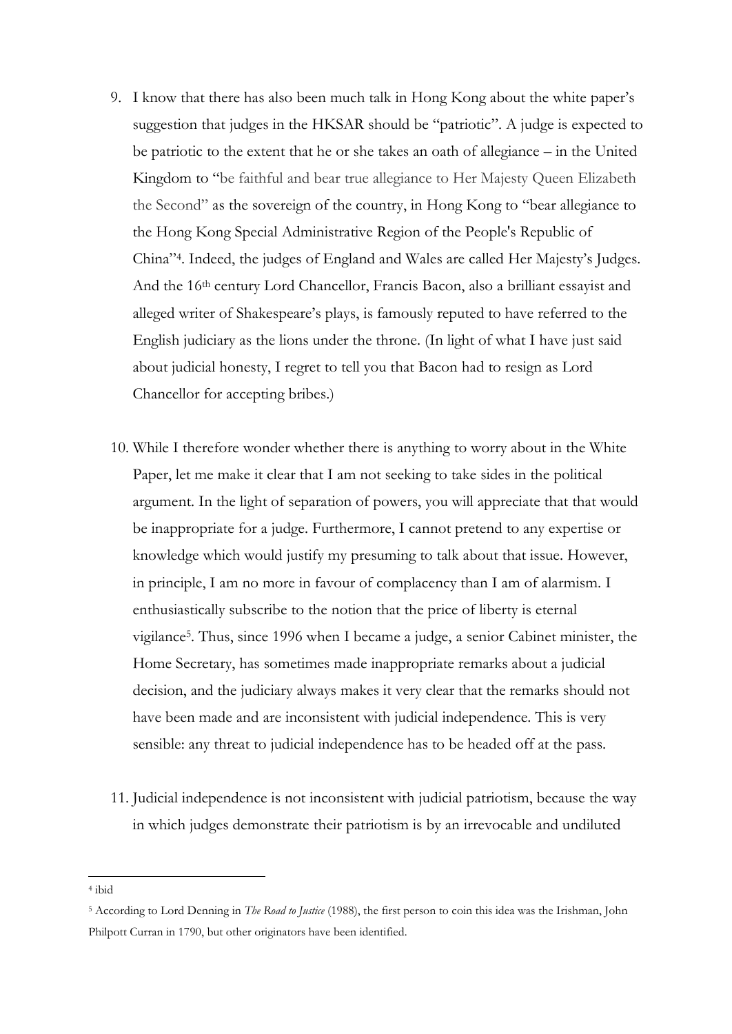9. I know that there has also been much talk in Hong Kong about the white paper's suggestion that judges in the HKSAR should be "patriotic". A judge is expected to be patriotic to the extent that he or she takes an oath of allegiance – in the United Kingdom to "be faithful and bear true allegiance to Her Majesty Queen Elizabeth the Second" as the sovereign of the country, in Hong Kong to "bear allegiance to the Hong Kong Special Administrative Region of the People's Republic of China"[4]. Indeed, the judges of England and Wales are called Her Majesty's Judges. And the 16th century Lord Chancellor, Francis Bacon, also a brilliant essayist and alleged writer of Shakespeare's plays, is famously reputed to have referred to the English judiciary as the lions under the throne. (In light of what I have just said about judicial honesty, I regret to tell you that Bacon had to resign as Lord Chancellor for accepting bribes.)

10. While I therefore wonder whether there is anything to worry about in the White Paper, let me make it clear that I am not seeking to take sides in the political argument. In the light of separation of powers, you will appreciate that that would be inappropriate for a judge. Furthermore, I cannot pretend to any expertise or knowledge which would justify my presuming to talk about that issue. However, in principle, I am no more in favour of complacency than I am of alarmism. I enthusiastically subscribe to the notion that the price of liberty is eternal vigilance[5]. Thus, since 1996 when I became a judge, a senior Cabinet minister, the Home Secretary, has sometimes made inappropriate remarks about a judicial decision, and the judiciary always makes it very clear that the remarks should not have been made and are inconsistent with judicial independence. This is very sensible: any threat to judicial independence has to be headed off at the pass.

11. Judicial independence is not inconsistent with judicial patriotism, because the way in which judges demonstrate their patriotism is by an irrevocable and undiluted

---

[4] ibid

[5] According to Lord Denning in *The Road to Justice* (1988), the first person to coin this idea was the Irishman, John Philpott Curran in 1790, but other originators have been identified.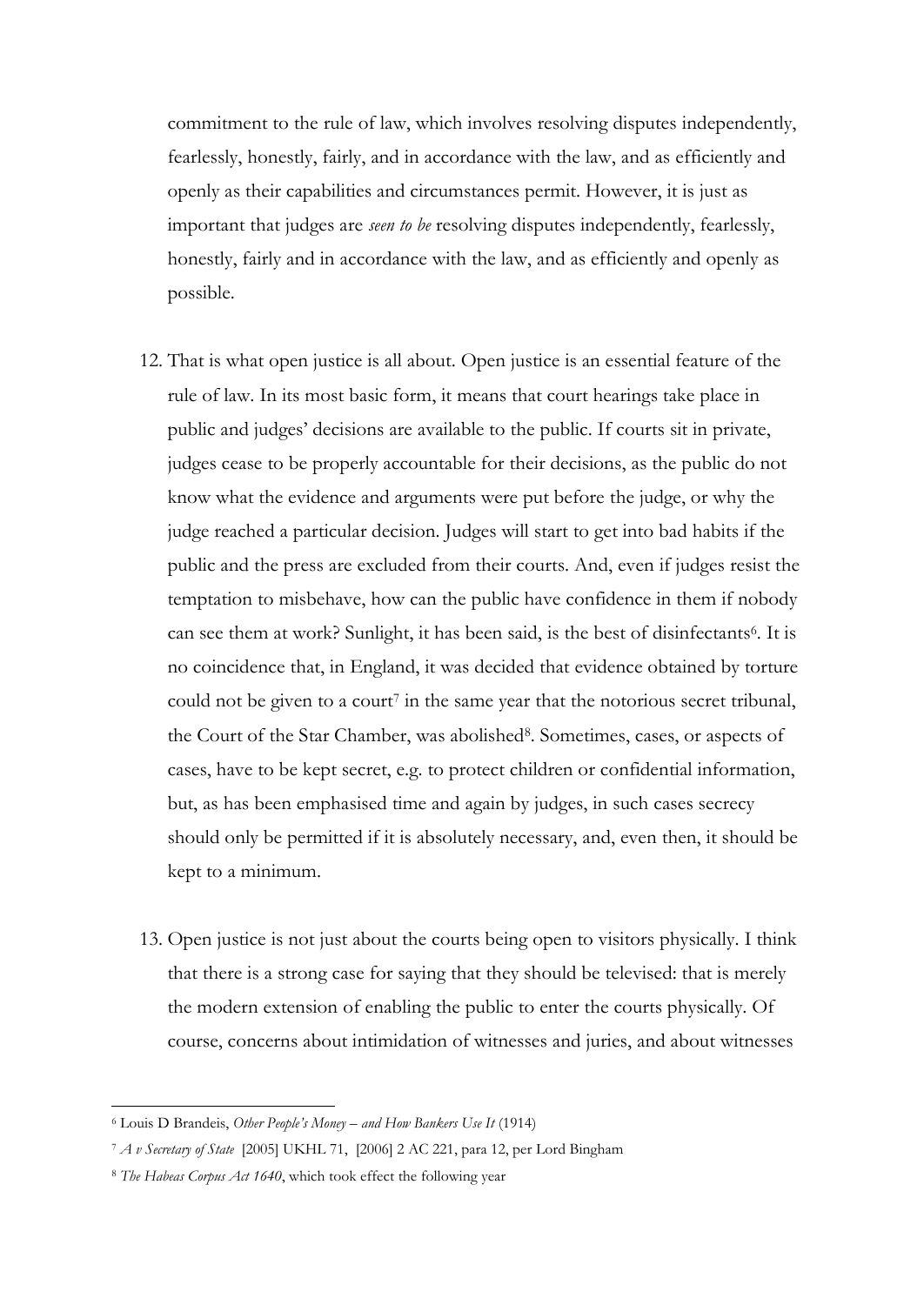commitment to the rule of law, which involves resolving disputes independently, fearlessly, honestly, fairly, and in accordance with the law, and as efficiently and openly as their capabilities and circumstances permit. However, it is just as important that judges are *seen to be* resolving disputes independently, fearlessly, honestly, fairly and in accordance with the law, and as efficiently and openly as possible.

12. That is what open justice is all about. Open justice is an essential feature of the rule of law. In its most basic form, it means that court hearings take place in public and judges' decisions are available to the public. If courts sit in private, judges cease to be properly accountable for their decisions, as the public do not know what the evidence and arguments were put before the judge, or why the judge reached a particular decision. Judges will start to get into bad habits if the public and the press are excluded from their courts. And, even if judges resist the temptation to misbehave, how can the public have confidence in them if nobody can see them at work? Sunlight, it has been said, is the best of disinfectants[6]. It is no coincidence that, in England, it was decided that evidence obtained by torture could not be given to a court[7] in the same year that the notorious secret tribunal, the Court of the Star Chamber, was abolished[8]. Sometimes, cases, or aspects of cases, have to be kept secret, e.g. to protect children or confidential information, but, as has been emphasised time and again by judges, in such cases secrecy should only be permitted if it is absolutely necessary, and, even then, it should be kept to a minimum.

13. Open justice is not just about the courts being open to visitors physically. I think that there is a strong case for saying that they should be televised: that is merely the modern extension of enabling the public to enter the courts physically. Of course, concerns about intimidation of witnesses and juries, and about witnesses

---

[6] Louis D Brandeis, *Other People's Money – and How Bankers Use It* (1914)

[7] *A v Secretary of State* [2005] UKHL 71, [2006] 2 AC 221, para 12, per Lord Bingham

[8] *The Habeas Corpus Act 1640*, which took effect the following year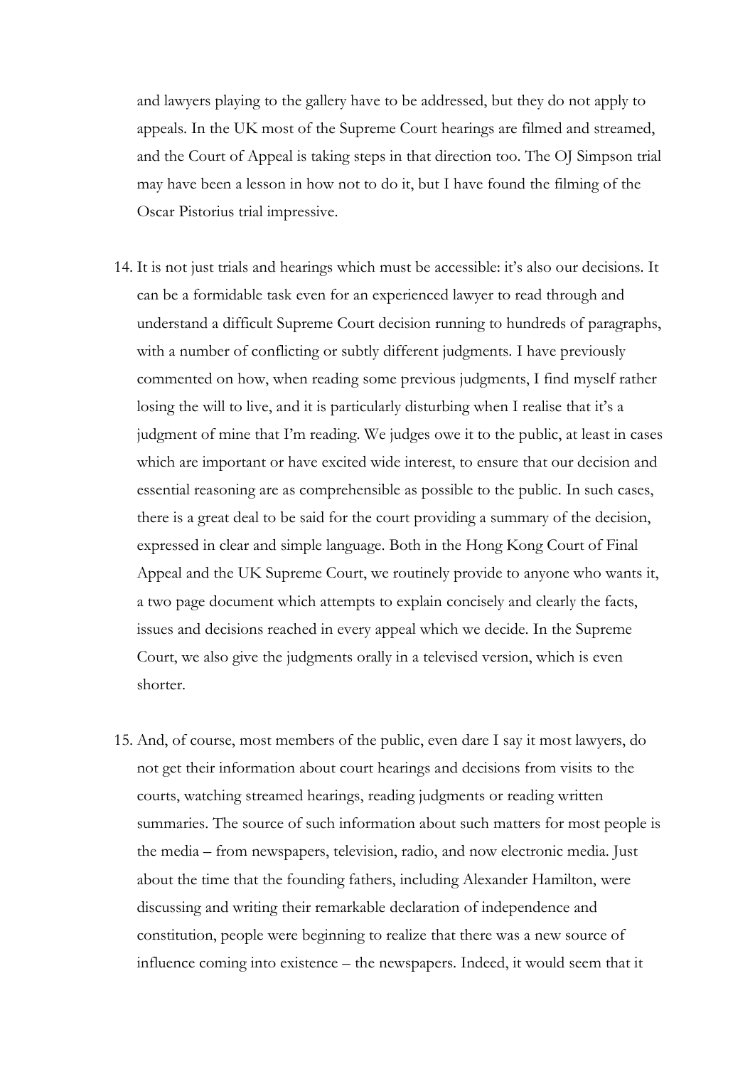and lawyers playing to the gallery have to be addressed, but they do not apply to appeals. In the UK most of the Supreme Court hearings are filmed and streamed, and the Court of Appeal is taking steps in that direction too. The OJ Simpson trial may have been a lesson in how not to do it, but I have found the filming of the Oscar Pistorius trial impressive.

14. It is not just trials and hearings which must be accessible: it's also our decisions. It can be a formidable task even for an experienced lawyer to read through and understand a difficult Supreme Court decision running to hundreds of paragraphs, with a number of conflicting or subtly different judgments. I have previously commented on how, when reading some previous judgments, I find myself rather losing the will to live, and it is particularly disturbing when I realise that it's a judgment of mine that I'm reading. We judges owe it to the public, at least in cases which are important or have excited wide interest, to ensure that our decision and essential reasoning are as comprehensible as possible to the public. In such cases, there is a great deal to be said for the court providing a summary of the decision, expressed in clear and simple language. Both in the Hong Kong Court of Final Appeal and the UK Supreme Court, we routinely provide to anyone who wants it, a two page document which attempts to explain concisely and clearly the facts, issues and decisions reached in every appeal which we decide. In the Supreme Court, we also give the judgments orally in a televised version, which is even shorter.

15. And, of course, most members of the public, even dare I say it most lawyers, do not get their information about court hearings and decisions from visits to the courts, watching streamed hearings, reading judgments or reading written summaries. The source of such information about such matters for most people is the media – from newspapers, television, radio, and now electronic media. Just about the time that the founding fathers, including Alexander Hamilton, were discussing and writing their remarkable declaration of independence and constitution, people were beginning to realize that there was a new source of influence coming into existence – the newspapers. Indeed, it would seem that it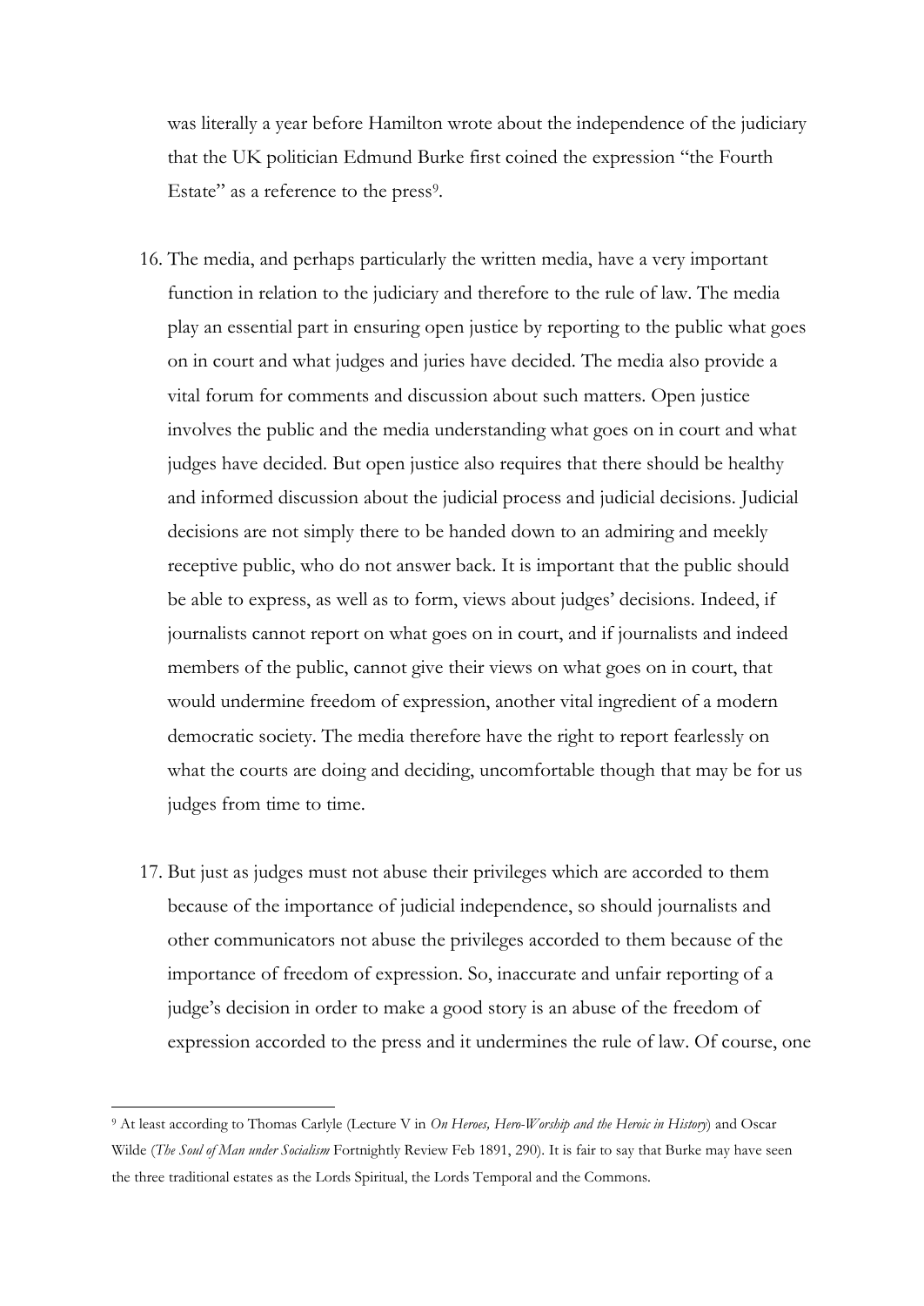was literally a year before Hamilton wrote about the independence of the judiciary that the UK politician Edmund Burke first coined the expression "the Fourth Estate" as a reference to the press[9].

16. The media, and perhaps particularly the written media, have a very important function in relation to the judiciary and therefore to the rule of law. The media play an essential part in ensuring open justice by reporting to the public what goes on in court and what judges and juries have decided. The media also provide a vital forum for comments and discussion about such matters. Open justice involves the public and the media understanding what goes on in court and what judges have decided. But open justice also requires that there should be healthy and informed discussion about the judicial process and judicial decisions. Judicial decisions are not simply there to be handed down to an admiring and meekly receptive public, who do not answer back. It is important that the public should be able to express, as well as to form, views about judges' decisions. Indeed, if journalists cannot report on what goes on in court, and if journalists and indeed members of the public, cannot give their views on what goes on in court, that would undermine freedom of expression, another vital ingredient of a modern democratic society. The media therefore have the right to report fearlessly on what the courts are doing and deciding, uncomfortable though that may be for us judges from time to time.

17. But just as judges must not abuse their privileges which are accorded to them because of the importance of judicial independence, so should journalists and other communicators not abuse the privileges accorded to them because of the importance of freedom of expression. So, inaccurate and unfair reporting of a judge's decision in order to make a good story is an abuse of the freedom of expression accorded to the press and it undermines the rule of law. Of course, one

---

[9] At least according to Thomas Carlyle (Lecture V in *On Heroes, Hero-Worship and the Heroic in History*) and Oscar Wilde (*The Soul of Man under Socialism* Fortnightly Review Feb 1891, 290). It is fair to say that Burke may have seen the three traditional estates as the Lords Spiritual, the Lords Temporal and the Commons.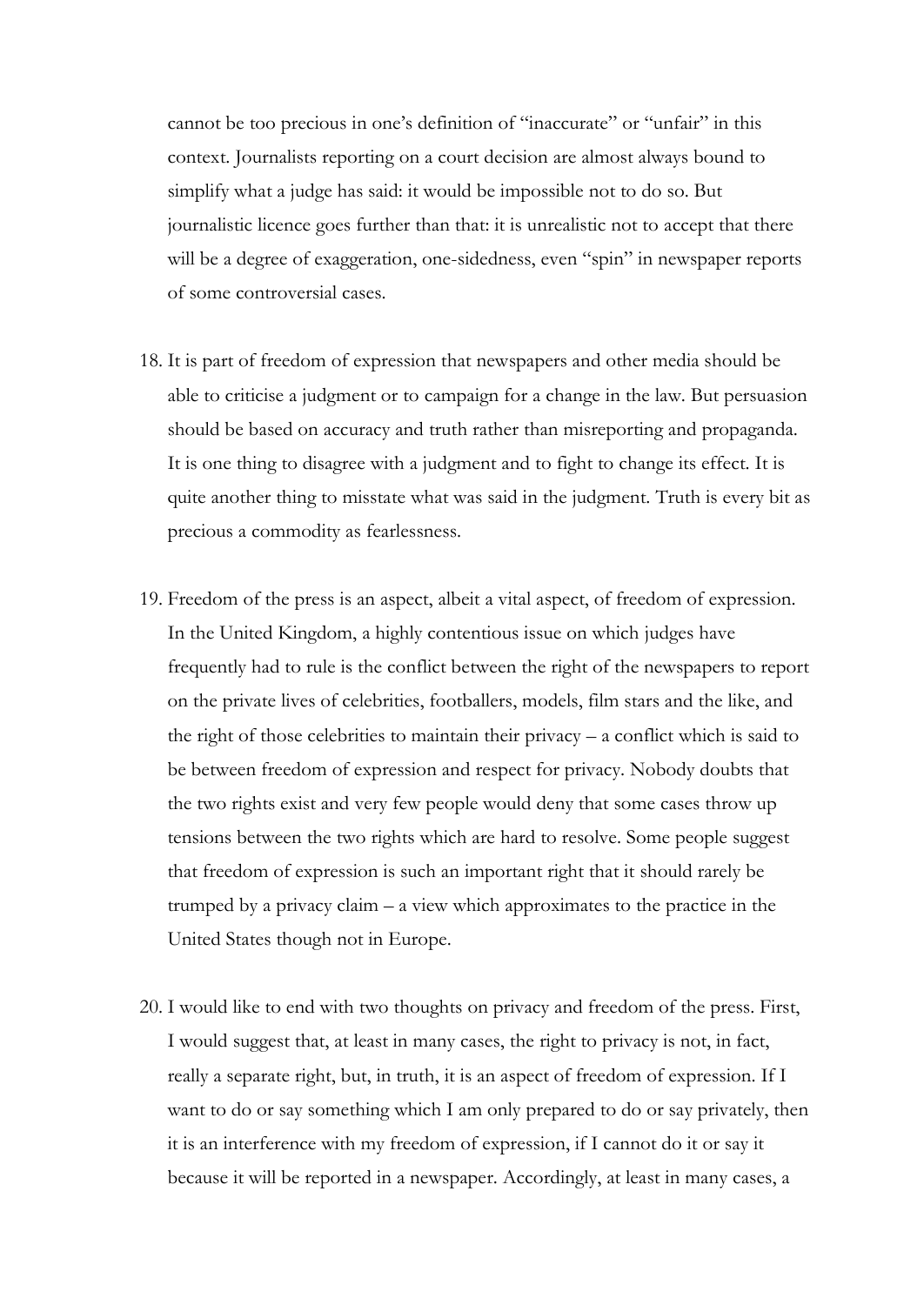cannot be too precious in one's definition of "inaccurate" or "unfair" in this context. Journalists reporting on a court decision are almost always bound to simplify what a judge has said: it would be impossible not to do so. But journalistic licence goes further than that: it is unrealistic not to accept that there will be a degree of exaggeration, one-sidedness, even "spin" in newspaper reports of some controversial cases.

18. It is part of freedom of expression that newspapers and other media should be able to criticise a judgment or to campaign for a change in the law. But persuasion should be based on accuracy and truth rather than misreporting and propaganda. It is one thing to disagree with a judgment and to fight to change its effect. It is quite another thing to misstate what was said in the judgment. Truth is every bit as precious a commodity as fearlessness.

19. Freedom of the press is an aspect, albeit a vital aspect, of freedom of expression. In the United Kingdom, a highly contentious issue on which judges have frequently had to rule is the conflict between the right of the newspapers to report on the private lives of celebrities, footballers, models, film stars and the like, and the right of those celebrities to maintain their privacy – a conflict which is said to be between freedom of expression and respect for privacy. Nobody doubts that the two rights exist and very few people would deny that some cases throw up tensions between the two rights which are hard to resolve. Some people suggest that freedom of expression is such an important right that it should rarely be trumped by a privacy claim – a view which approximates to the practice in the United States though not in Europe.

20. I would like to end with two thoughts on privacy and freedom of the press. First, I would suggest that, at least in many cases, the right to privacy is not, in fact, really a separate right, but, in truth, it is an aspect of freedom of expression. If I want to do or say something which I am only prepared to do or say privately, then it is an interference with my freedom of expression, if I cannot do it or say it because it will be reported in a newspaper. Accordingly, at least in many cases, a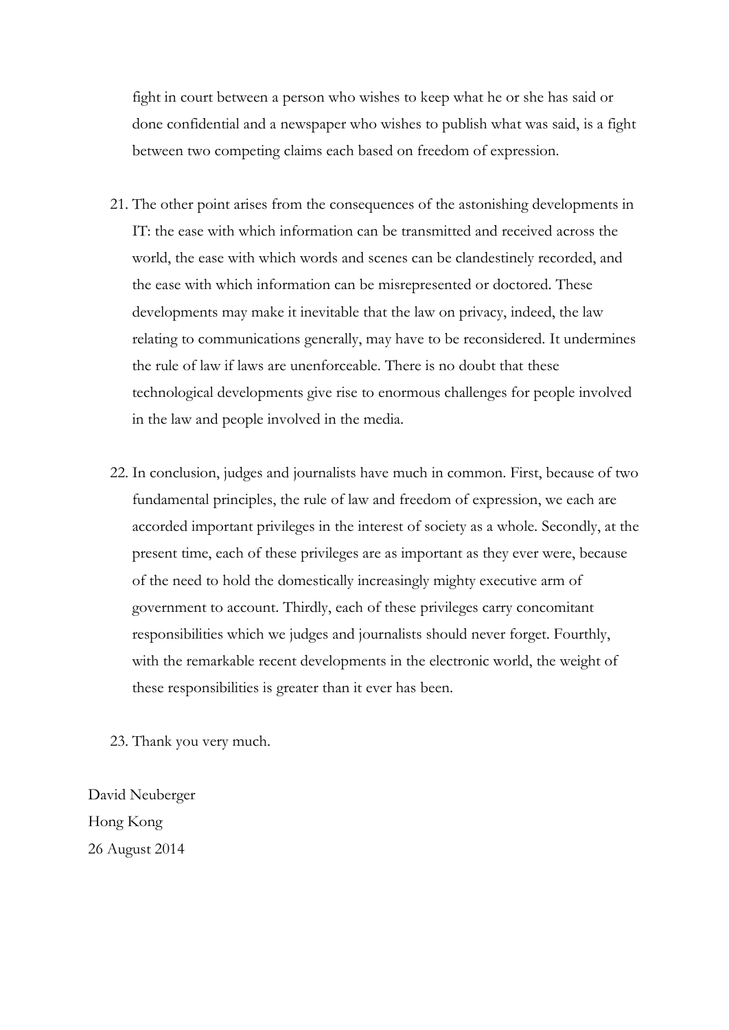fight in court between a person who wishes to keep what he or she has said or done confidential and a newspaper who wishes to publish what was said, is a fight between two competing claims each based on freedom of expression.

21. The other point arises from the consequences of the astonishing developments in IT: the ease with which information can be transmitted and received across the world, the ease with which words and scenes can be clandestinely recorded, and the ease with which information can be misrepresented or doctored. These developments may make it inevitable that the law on privacy, indeed, the law relating to communications generally, may have to be reconsidered. It undermines the rule of law if laws are unenforceable. There is no doubt that these technological developments give rise to enormous challenges for people involved in the law and people involved in the media.

22. In conclusion, judges and journalists have much in common. First, because of two fundamental principles, the rule of law and freedom of expression, we each are accorded important privileges in the interest of society as a whole. Secondly, at the present time, each of these privileges are as important as they ever were, because of the need to hold the domestically increasingly mighty executive arm of government to account. Thirdly, each of these privileges carry concomitant responsibilities which we judges and journalists should never forget. Fourthly, with the remarkable recent developments in the electronic world, the weight of these responsibilities is greater than it ever has been.

23. Thank you very much.

David Neuberger
Hong Kong
26 August 2014